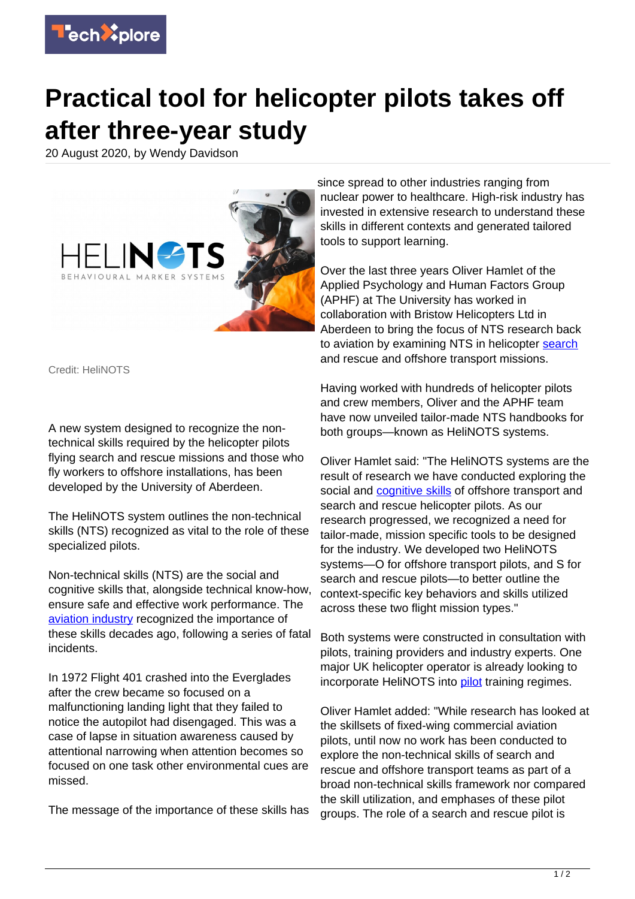# Practical tool for helicopter pilots takes off after three-year study

20 August 2020, by Wendy Davidson

Credit: HeliNOTS

A new system designed to recognize the non-technical skills required by the helicopter pilots flying search and rescue missions and those who fly workers to offshore installations, has been developed by the University of Aberdeen.

The HeliNOTS system outlines the non-technical skills (NTS) recognized as vital to the role of these specialized pilots.

Non-technical skills (NTS) are the social and cognitive skills that, alongside technical know-how, ensure safe and effective work performance. The aviation industry recognized the importance of these skills decades ago, following a series of fatal incidents.

In 1972 Flight 401 crashed into the Everglades after the crew became so focused on a malfunctioning landing light that they failed to notice the autopilot had disengaged. This was a case of lapse in situation awareness caused by attentional narrowing when attention becomes so focused on one task other environmental cues are missed.

The message of the importance of these skills has since spread to other industries ranging from nuclear power to healthcare. High-risk industry has invested in extensive research to understand these skills in different contexts and generated tailored tools to support learning.

Over the last three years Oliver Hamlet of the Applied Psychology and Human Factors Group (APHF) at The University has worked in collaboration with Bristow Helicopters Ltd in Aberdeen to bring the focus of NTS research back to aviation by examining NTS in helicopter search and rescue and offshore transport missions.

Having worked with hundreds of helicopter pilots and crew members, Oliver and the APHF team have now unveiled tailor-made NTS handbooks for both groups—known as HeliNOTS systems.

Oliver Hamlet said: "The HeliNOTS systems are the result of research we have conducted exploring the social and cognitive skills of offshore transport and search and rescue helicopter pilots. As our research progressed, we recognized a need for tailor-made, mission specific tools to be designed for the industry. We developed two HeliNOTS systems—O for offshore transport pilots, and S for search and rescue pilots—to better outline the context-specific key behaviors and skills utilized across these two flight mission types."

Both systems were constructed in consultation with pilots, training providers and industry experts. One major UK helicopter operator is already looking to incorporate HeliNOTS into pilot training regimes.

Oliver Hamlet added: "While research has looked at the skillsets of fixed-wing commercial aviation pilots, until now no work has been conducted to explore the non-technical skills of search and rescue and offshore transport teams as part of a broad non-technical skills framework nor compared the skill utilization, and emphases of these pilot groups. The role of a search and rescue pilot is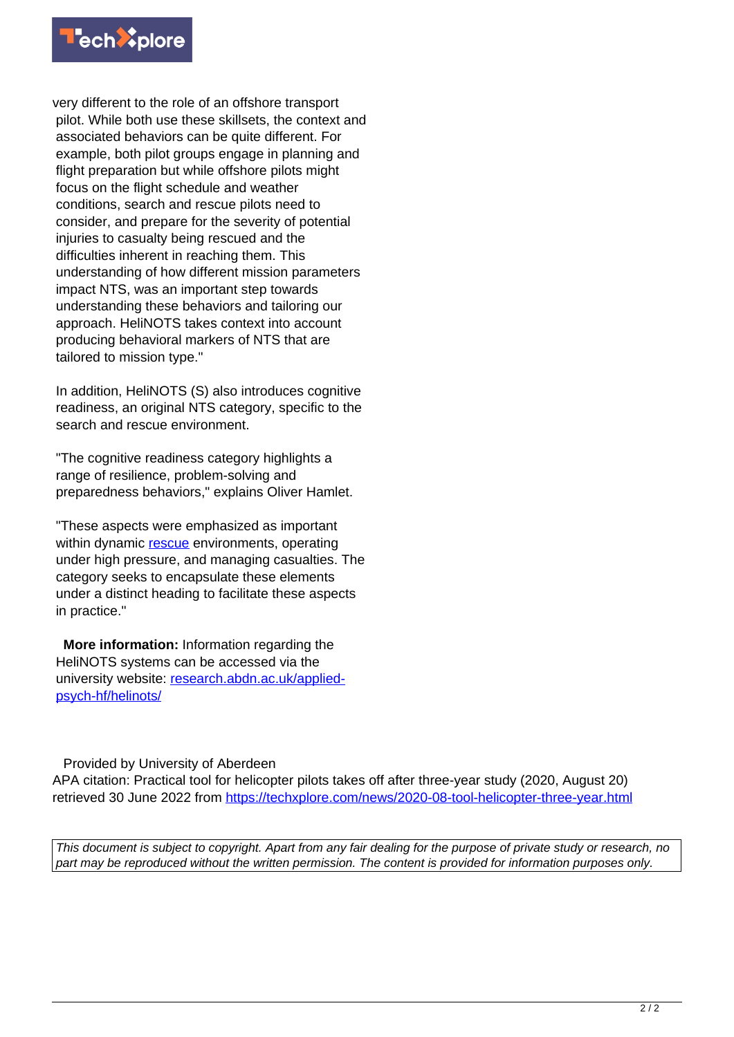very different to the role of an offshore transport pilot. While both use these skillsets, the context and associated behaviors can be quite different. For example, both pilot groups engage in planning and flight preparation but while offshore pilots might focus on the flight schedule and weather conditions, search and rescue pilots need to consider, and prepare for the severity of potential injuries to casualty being rescued and the difficulties inherent in reaching them. This understanding of how different mission parameters impact NTS, was an important step towards understanding these behaviors and tailoring our approach. HeliNOTS takes context into account producing behavioral markers of NTS that are tailored to mission type."

In addition, HeliNOTS (S) also introduces cognitive readiness, an original NTS category, specific to the search and rescue environment.

"The cognitive readiness category highlights a range of resilience, problem-solving and preparedness behaviors," explains Oliver Hamlet.

"These aspects were emphasized as important within dynamic rescue environments, operating under high pressure, and managing casualties. The category seeks to encapsulate these elements under a distinct heading to facilitate these aspects in practice."

**More information:** Information regarding the HeliNOTS systems can be accessed via the university website: research.abdn.ac.uk/applied-psych-hf/helinots/

Provided by University of Aberdeen

APA citation: Practical tool for helicopter pilots takes off after three-year study (2020, August 20) retrieved 30 June 2022 from https://techxplore.com/news/2020-08-tool-helicopter-three-year.html

*This document is subject to copyright. Apart from any fair dealing for the purpose of private study or research, no part may be reproduced without the written permission. The content is provided for information purposes only.*